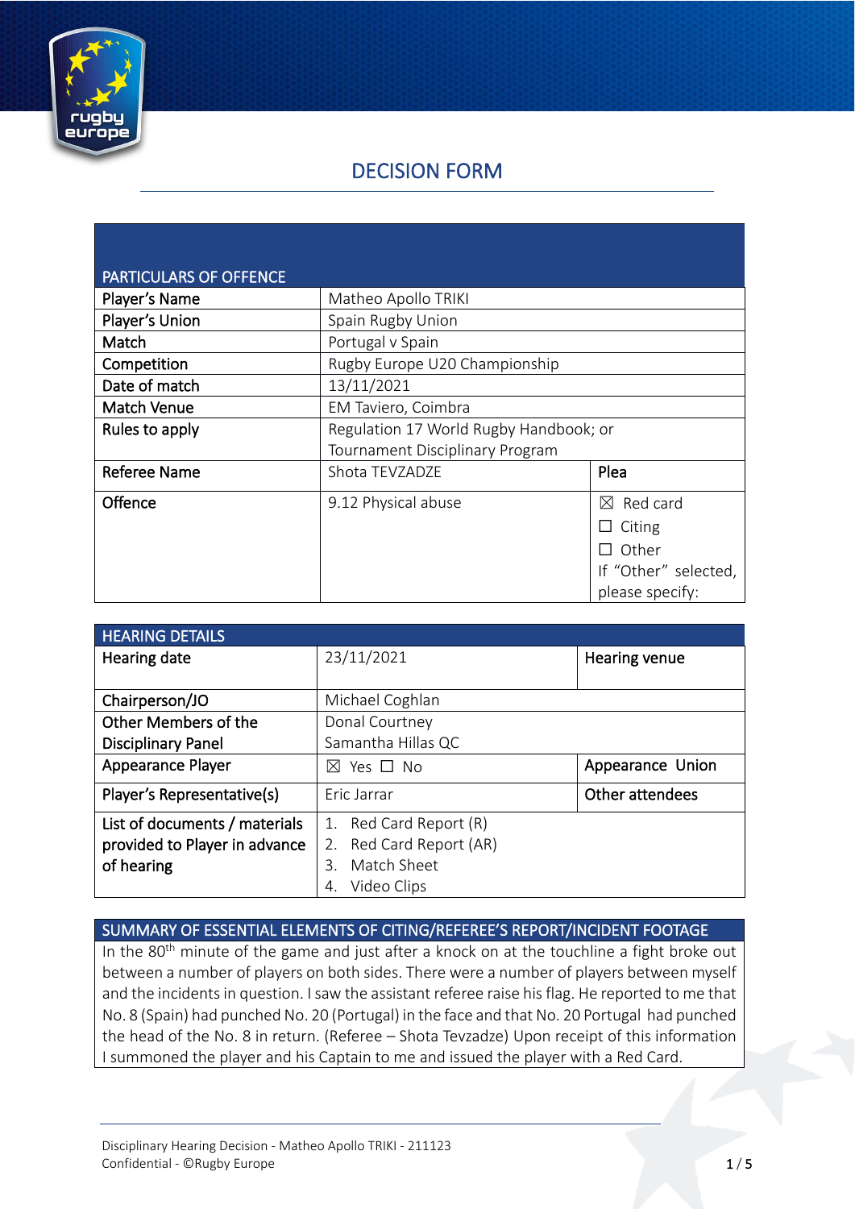# DECISION FORM

| PARTICULARS OF OFFENCE | | |
|---|---|---|
| Player's Name | Matheo Apollo TRIKI | |
| Player's Union | Spain Rugby Union | |
| Match | Portugal v Spain | |
| Competition | Rugby Europe U20 Championship | |
| Date of match | 13/11/2021 | |
| Match Venue | EM Taviero, Coimbra | |
| Rules to apply | Regulation 17 World Rugby Handbook; or Tournament Disciplinary Program | |
| Referee Name | Shota TEVZADZE | Plea |
| Offence | 9.12 Physical abuse | ☒ Red card<br>☐ Citing<br>☐ Other<br>If "Other" selected, please specify: |

| HEARING DETAILS | | | |
|---|---|---|---|
| Hearing date | 23/11/2021 | Hearing venue | |
| Chairperson/JO | Michael Coghlan | | |
| Other Members of the Disciplinary Panel | Donal Courtney<br>Samantha Hillas QC | | |
| Appearance Player | ☒ Yes ☐ No | Appearance Union | |
| Player's Representative(s) | Eric Jarrar | Other attendees | |
| List of documents / materials provided to Player in advance of hearing | 1. Red Card Report (R)<br>2. Red Card Report (AR)<br>3. Match Sheet<br>4. Video Clips | | |

| SUMMARY OF ESSENTIAL ELEMENTS OF CITING/REFEREE'S REPORT/INCIDENT FOOTAGE |
|---|
| In the 80th minute of the game and just after a knock on at the touchline a fight broke out between a number of players on both sides. There were a number of players between myself and the incidents in question. I saw the assistant referee raise his flag. He reported to me that No. 8 (Spain) had punched No. 20 (Portugal) in the face and that No. 20 Portugal had punched the head of the No. 8 in return. (Referee – Shota Tevzadze) Upon receipt of this information I summoned the player and his Captain to me and issued the player with a Red Card. |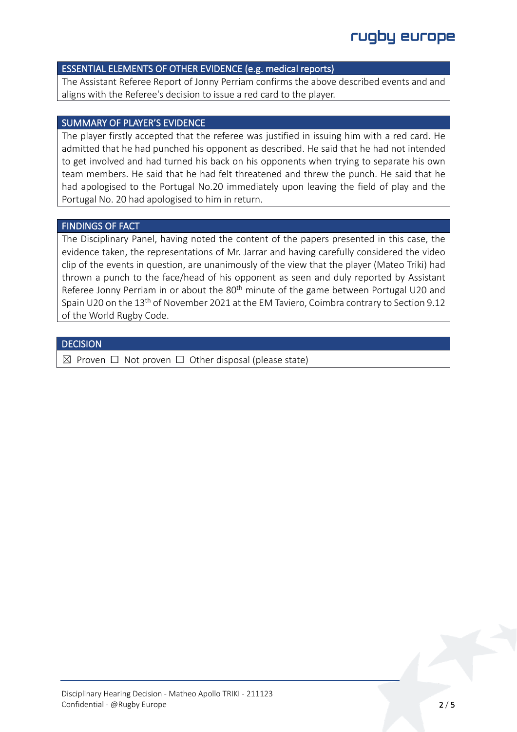## ESSENTIAL ELEMENTS OF OTHER EVIDENCE (e.g. medical reports)

The Assistant Referee Report of Jonny Perriam confirms the above described events and and aligns with the Referee's decision to issue a red card to the player.

## SUMMARY OF PLAYER'S EVIDENCE

The player firstly accepted that the referee was justified in issuing him with a red card. He admitted that he had punched his opponent as described. He said that he had not intended to get involved and had turned his back on his opponents when trying to separate his own team members. He said that he had felt threatened and threw the punch. He said that he had apologised to the Portugal No.20 immediately upon leaving the field of play and the Portugal No. 20 had apologised to him in return.

## FINDINGS OF FACT

The Disciplinary Panel, having noted the content of the papers presented in this case, the evidence taken, the representations of Mr. Jarrar and having carefully considered the video clip of the events in question, are unanimously of the view that the player (Mateo Triki) had thrown a punch to the face/head of his opponent as seen and duly reported by Assistant Referee Jonny Perriam in or about the 80th minute of the game between Portugal U20 and Spain U20 on the 13th of November 2021 at the EM Taviero, Coimbra contrary to Section 9.12 of the World Rugby Code.

## DECISION

☒ Proven ☐ Not proven ☐ Other disposal (please state)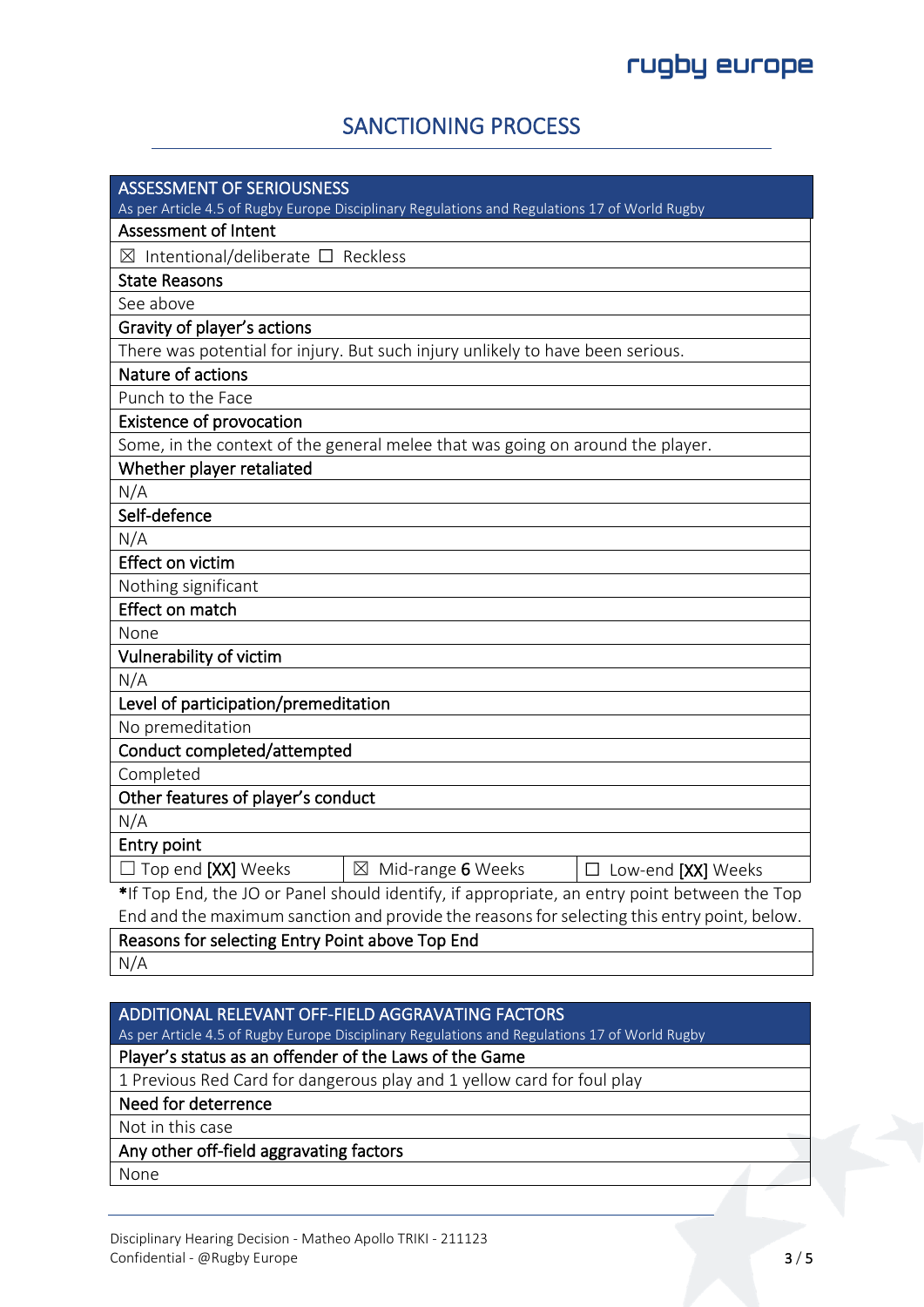## SANCTIONING PROCESS

| ASSESSMENT OF SERIOUSNESS<br>As per Article 4.5 of Rugby Europe Disciplinary Regulations and Regulations 17 of World Rugby | | |
|---|---|---|
| **Assessment of Intent** | | |
| ☒ Intentional/deliberate ☐ Reckless | | |
| **State Reasons** | | |
| See above | | |
| **Gravity of player's actions** | | |
| There was potential for injury. But such injury unlikely to have been serious. | | |
| **Nature of actions** | | |
| Punch to the Face | | |
| **Existence of provocation** | | |
| Some, in the context of the general melee that was going on around the player. | | |
| **Whether player retaliated** | | |
| N/A | | |
| **Self-defence** | | |
| N/A | | |
| **Effect on victim** | | |
| Nothing significant | | |
| **Effect on match** | | |
| None | | |
| **Vulnerability of victim** | | |
| N/A | | |
| **Level of participation/premeditation** | | |
| No premeditation | | |
| **Conduct completed/attempted** | | |
| Completed | | |
| **Other features of player's conduct** | | |
| N/A | | |
| **Entry point** | | |
| ☐ Top end **[XX]** Weeks | ☒ Mid-range **6** Weeks | ☐ Low-end **[XX]** Weeks |

***If Top End, the JO or Panel should identify, if appropriate, an entry point between the Top End and the maximum sanction and provide the reasons for selecting this entry point, below.**

| Reasons for selecting Entry Point above Top End |
|---|
| N/A |

| ADDITIONAL RELEVANT OFF-FIELD AGGRAVATING FACTORS<br>As per Article 4.5 of Rugby Europe Disciplinary Regulations and Regulations 17 of World Rugby |
|---|
| **Player's status as an offender of the Laws of the Game** |
| 1 Previous Red Card for dangerous play and 1 yellow card for foul play |
| **Need for deterrence** |
| Not in this case |
| **Any other off-field aggravating factors** |
| None |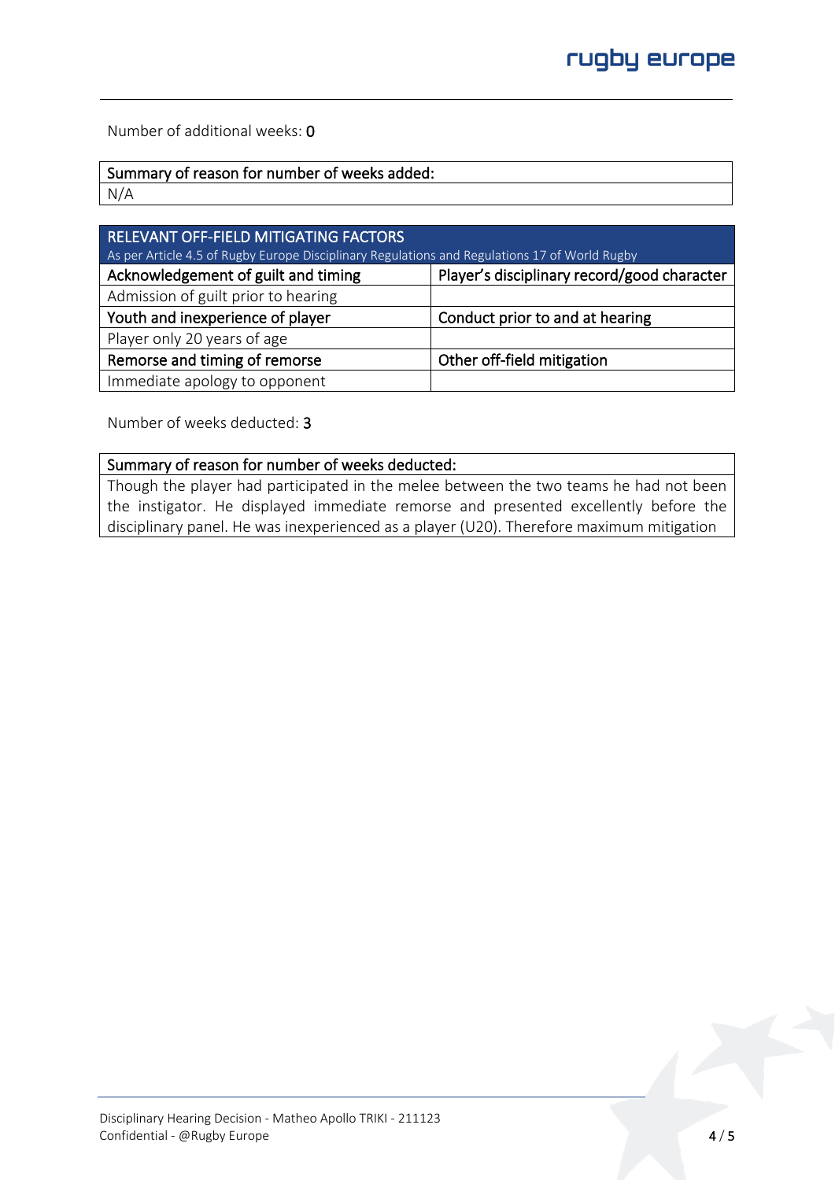Number of additional weeks: **0**

| Summary of reason for number of weeks added: |
| --- |
| N/A |

| RELEVANT OFF-FIELD MITIGATING FACTORS<br>As per Article 4.5 of Rugby Europe Disciplinary Regulations and Regulations 17 of World Rugby | |
| --- | --- |
| **Acknowledgement of guilt and timing** | **Player's disciplinary record/good character** |
| Admission of guilt prior to hearing | |
| **Youth and inexperience of player** | **Conduct prior to and at hearing** |
| Player only 20 years of age | |
| **Remorse and timing of remorse** | **Other off-field mitigation** |
| Immediate apology to opponent | |

Number of weeks deducted: **3**

| Summary of reason for number of weeks deducted: |
| --- |
| Though the player had participated in the melee between the two teams he had not been the instigator. He displayed immediate remorse and presented excellently before the disciplinary panel. He was inexperienced as a player (U20). Therefore maximum mitigation |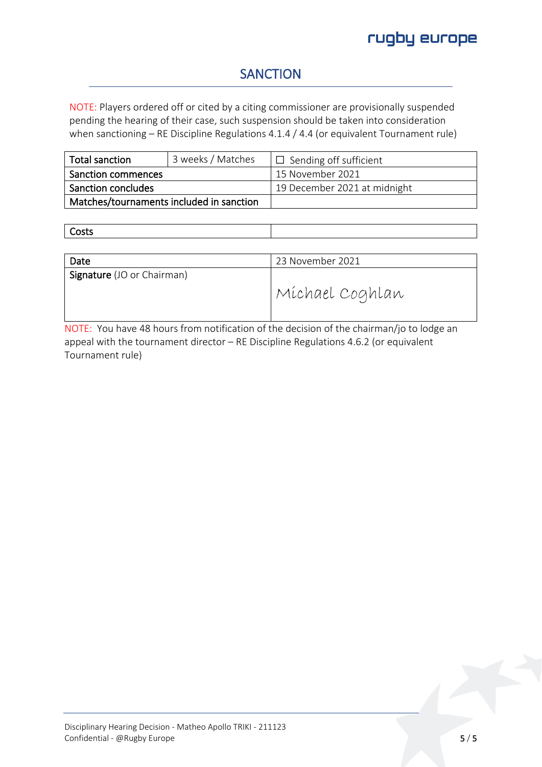# SANCTION

NOTE: Players ordered off or cited by a citing commissioner are provisionally suspended pending the hearing of their case, such suspension should be taken into consideration when sanctioning – RE Discipline Regulations 4.1.4 / 4.4 (or equivalent Tournament rule)

| | | |
|---|---|---|
| Total sanction | 3 weeks / Matches | ☐ Sending off sufficient |
| Sanction commences | | 15 November 2021 |
| Sanction concludes | | 19 December 2021 at midnight |
| Matches/tournaments included in sanction | | |

| | |
|---|---|
| Costs | |

| | |
|---|---|
| Date | 23 November 2021 |
| **Signature** (JO or Chairman) | Michael Coghlan |

NOTE: You have 48 hours from notification of the decision of the chairman/jo to lodge an appeal with the tournament director – RE Discipline Regulations 4.6.2 (or equivalent Tournament rule)